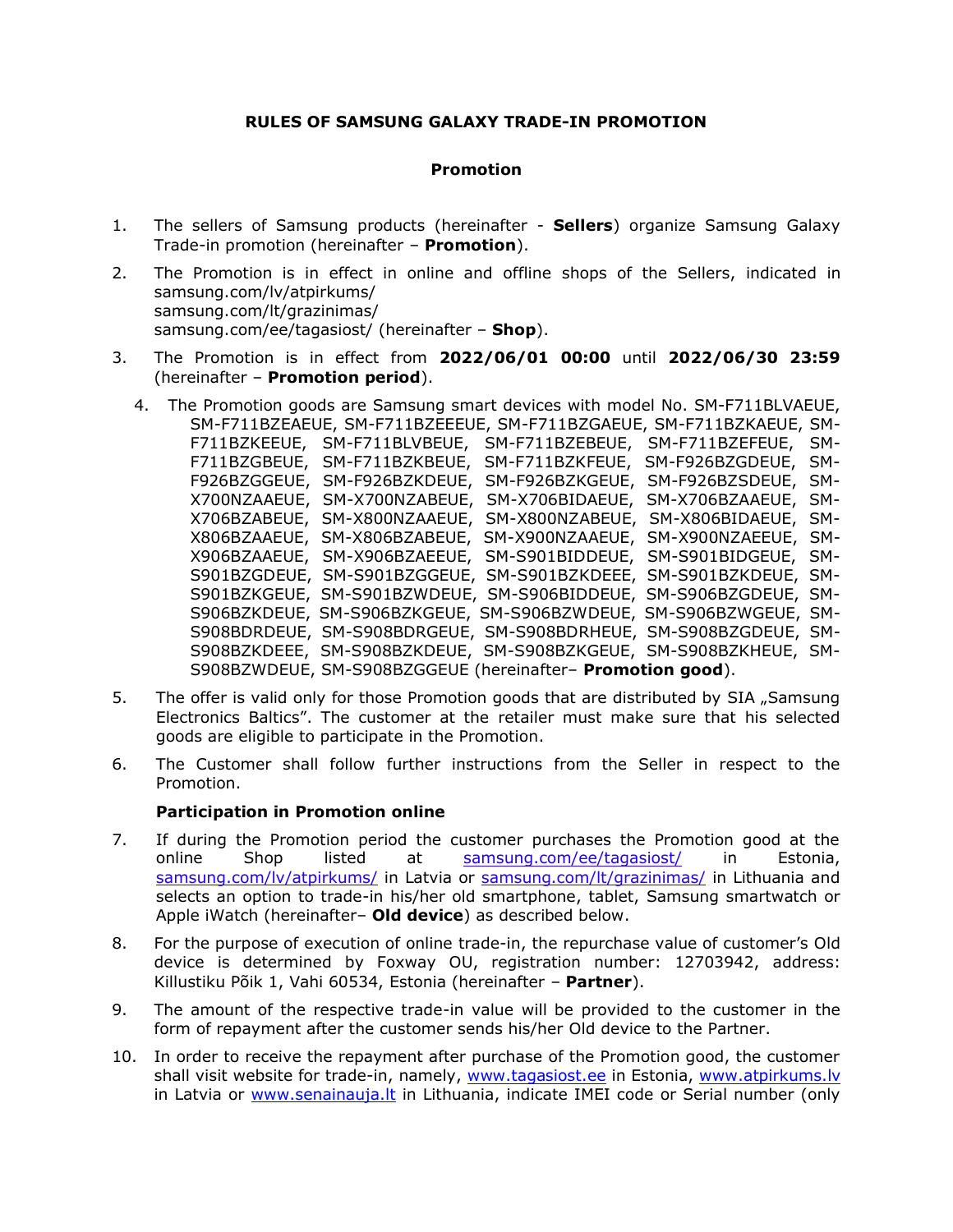**RULES OF SAMSUNG GALAXY TRADE-IN PROMOTION**

**Promotion**

1. The sellers of Samsung products (hereinafter - **Sellers**) organize Samsung Galaxy Trade-in promotion (hereinafter – **Promotion**).
2. The Promotion is in effect in online and offline shops of the Sellers, indicated in samsung.com/lv/atpirkums/ samsung.com/lt/grazinimas/ samsung.com/ee/tagasiost/ (hereinafter – **Shop**).
3. The Promotion is in effect from **2022/06/01 00:00** until **2022/06/30 23:59** (hereinafter – **Promotion period**).
4. The Promotion goods are Samsung smart devices with model No. SM-F711BLVAEUE, SM-F711BZEAEUE, SM-F711BZEEEUE, SM-F711BZGAEUE, SM-F711BZKAEUE, SM-F711BZKEEUE, SM-F711BLVBEUE, SM-F711BZEBEUE, SM-F711BZEFEUE, SM-F711BZGBEUE, SM-F711BZKBEUE, SM-F711BZKFEUE, SM-F926BZGDEUE, SM-F926BZGGEUE, SM-F926BZKDEUE, SM-F926BZKGEUE, SM-F926BZSDEUE, SM-X700NZAAEUE, SM-X700NZABEUE, SM-X706BIDAEUE, SM-X706BZAAEUE, SM-X706BZABEUE, SM-X800NZAAEUE, SM-X800NZABEUE, SM-X806BIDAEUE, SM-X806BZAAEUE, SM-X806BZABEUE, SM-X900NZAAEUE, SM-X900NZAEEUE, SM-X906BZAAEUE, SM-X906BZAEEUE, SM-S901BIDDEUE, SM-S901BIDGEUE, SM-S901BZGDEUE, SM-S901BZGGEUE, SM-S901BZKDEEE, SM-S901BZKDEUE, SM-S901BZKGEUE, SM-S901BZWDEUE, SM-S906BIDDEUE, SM-S906BZGDEUE, SM-S906BZKDEUE, SM-S906BZKGEUE, SM-S906BZWDEUE, SM-S906BZWGEUE, SM-S908BDRDEUE, SM-S908BDRGEUE, SM-S908BDRHEUE, SM-S908BZGDEUE, SM-S908BZKDEEE, SM-S908BZKDEUE, SM-S908BZKGEUE, SM-S908BZKHEUE, SM-S908BZWDEUE, SM-S908BZGGEUE (hereinafter– **Promotion good**).
5. The offer is valid only for those Promotion goods that are distributed by SIA „Samsung Electronics Baltics". The customer at the retailer must make sure that his selected goods are eligible to participate in the Promotion.
6. The Customer shall follow further instructions from the Seller in respect to the Promotion.

**Participation in Promotion online**

7. If during the Promotion period the customer purchases the Promotion good at the online Shop listed at samsung.com/ee/tagasiost/ in Estonia, samsung.com/lv/atpirkums/ in Latvia or samsung.com/lt/grazinimas/ in Lithuania and selects an option to trade-in his/her old smartphone, tablet, Samsung smartwatch or Apple iWatch (hereinafter– **Old device**) as described below.
8. For the purpose of execution of online trade-in, the repurchase value of customer's Old device is determined by Foxway OU, registration number: 12703942, address: Killustiku Põik 1, Vahi 60534, Estonia (hereinafter – **Partner**).
9. The amount of the respective trade-in value will be provided to the customer in the form of repayment after the customer sends his/her Old device to the Partner.
10. In order to receive the repayment after purchase of the Promotion good, the customer shall visit website for trade-in, namely, www.tagasiost.ee in Estonia, www.atpirkums.lv in Latvia or www.senainauja.lt in Lithuania, indicate IMEI code or Serial number (only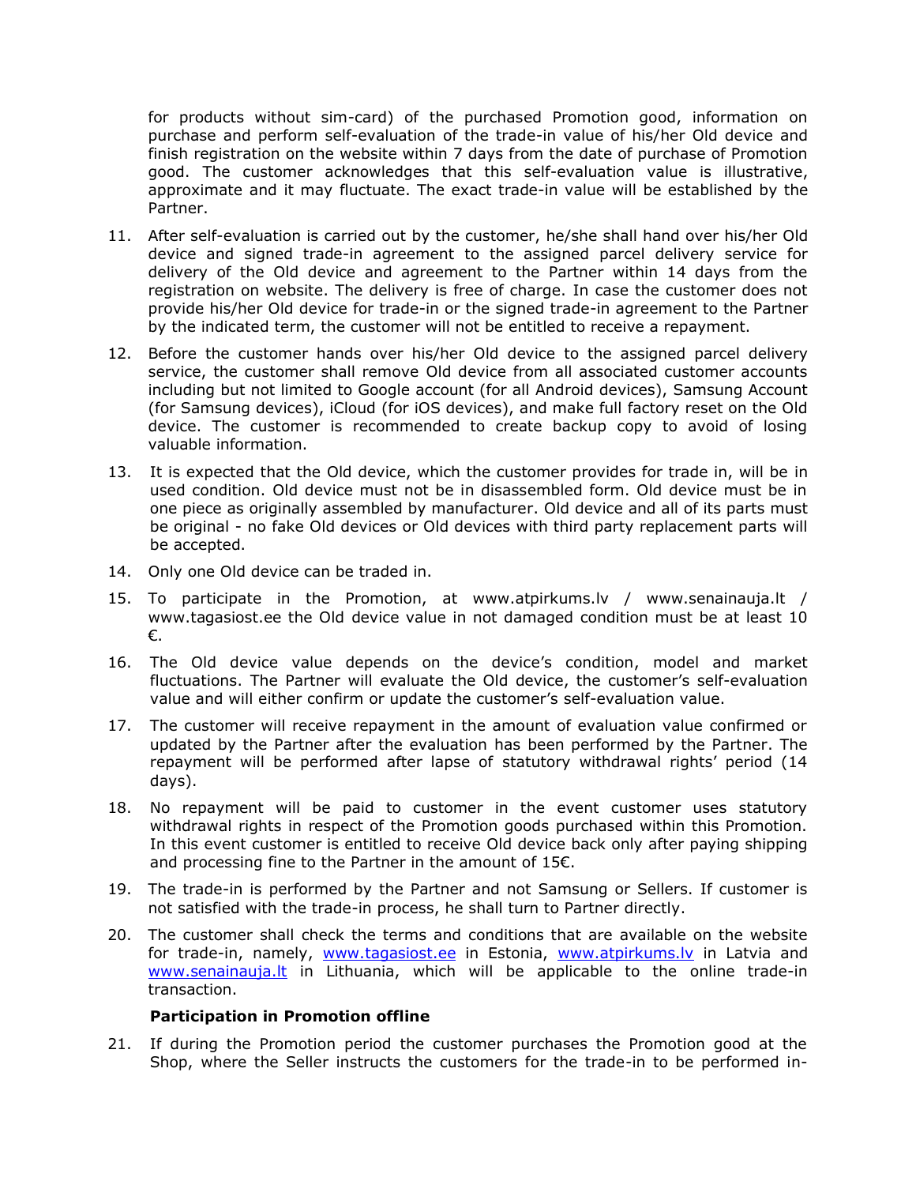for products without sim-card) of the purchased Promotion good, information on purchase and perform self-evaluation of the trade-in value of his/her Old device and finish registration on the website within 7 days from the date of purchase of Promotion good. The customer acknowledges that this self-evaluation value is illustrative, approximate and it may fluctuate. The exact trade-in value will be established by the Partner.

11. After self-evaluation is carried out by the customer, he/she shall hand over his/her Old device and signed trade-in agreement to the assigned parcel delivery service for delivery of the Old device and agreement to the Partner within 14 days from the registration on website. The delivery is free of charge. In case the customer does not provide his/her Old device for trade-in or the signed trade-in agreement to the Partner by the indicated term, the customer will not be entitled to receive a repayment.
12. Before the customer hands over his/her Old device to the assigned parcel delivery service, the customer shall remove Old device from all associated customer accounts including but not limited to Google account (for all Android devices), Samsung Account (for Samsung devices), iCloud (for iOS devices), and make full factory reset on the Old device. The customer is recommended to create backup copy to avoid of losing valuable information.
13. It is expected that the Old device, which the customer provides for trade in, will be in used condition. Old device must not be in disassembled form. Old device must be in one piece as originally assembled by manufacturer. Old device and all of its parts must be original - no fake Old devices or Old devices with third party replacement parts will be accepted.
14. Only one Old device can be traded in.
15. To participate in the Promotion, at www.atpirkums.lv / www.senainauja.lt / www.tagasiost.ee the Old device value in not damaged condition must be at least 10 €.
16. The Old device value depends on the device's condition, model and market fluctuations. The Partner will evaluate the Old device, the customer's self-evaluation value and will either confirm or update the customer's self-evaluation value.
17. The customer will receive repayment in the amount of evaluation value confirmed or updated by the Partner after the evaluation has been performed by the Partner. The repayment will be performed after lapse of statutory withdrawal rights' period (14 days).
18. No repayment will be paid to customer in the event customer uses statutory withdrawal rights in respect of the Promotion goods purchased within this Promotion. In this event customer is entitled to receive Old device back only after paying shipping and processing fine to the Partner in the amount of 15€.
19. The trade-in is performed by the Partner and not Samsung or Sellers. If customer is not satisfied with the trade-in process, he shall turn to Partner directly.
20. The customer shall check the terms and conditions that are available on the website for trade-in, namely, www.tagasiost.ee in Estonia, www.atpirkums.lv in Latvia and www.senainauja.lt in Lithuania, which will be applicable to the online trade-in transaction.

**Participation in Promotion offline**

21. If during the Promotion period the customer purchases the Promotion good at the Shop, where the Seller instructs the customers for the trade-in to be performed in-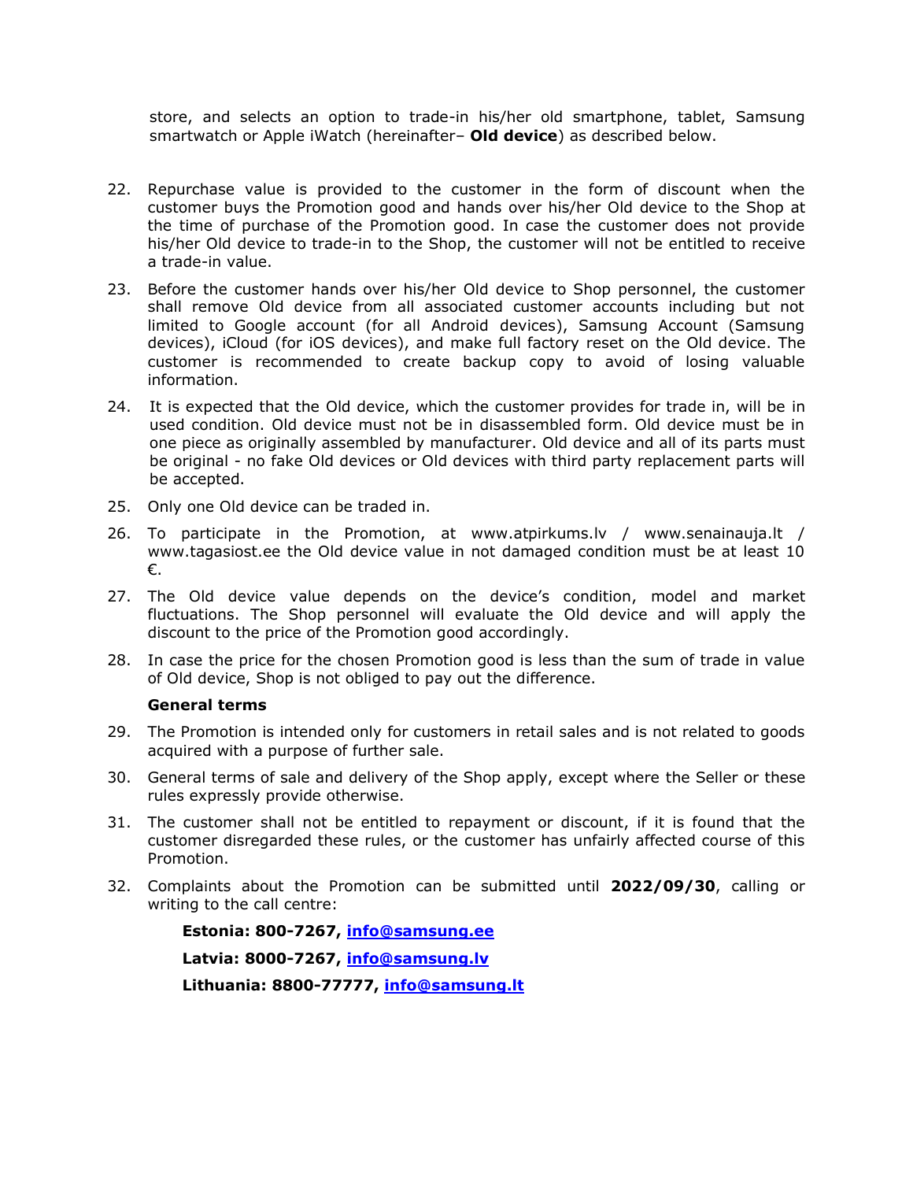store, and selects an option to trade-in his/her old smartphone, tablet, Samsung smartwatch or Apple iWatch (hereinafter– **Old device**) as described below.

22. Repurchase value is provided to the customer in the form of discount when the customer buys the Promotion good and hands over his/her Old device to the Shop at the time of purchase of the Promotion good. In case the customer does not provide his/her Old device to trade-in to the Shop, the customer will not be entitled to receive a trade-in value.
23. Before the customer hands over his/her Old device to Shop personnel, the customer shall remove Old device from all associated customer accounts including but not limited to Google account (for all Android devices), Samsung Account (Samsung devices), iCloud (for iOS devices), and make full factory reset on the Old device. The customer is recommended to create backup copy to avoid of losing valuable information.
24. It is expected that the Old device, which the customer provides for trade in, will be in used condition. Old device must not be in disassembled form. Old device must be in one piece as originally assembled by manufacturer. Old device and all of its parts must be original - no fake Old devices or Old devices with third party replacement parts will be accepted.
25. Only one Old device can be traded in.
26. To participate in the Promotion, at www.atpirkums.lv / www.senainauja.lt / www.tagasiost.ee the Old device value in not damaged condition must be at least 10 €.
27. The Old device value depends on the device's condition, model and market fluctuations. The Shop personnel will evaluate the Old device and will apply the discount to the price of the Promotion good accordingly.
28. In case the price for the chosen Promotion good is less than the sum of trade in value of Old device, Shop is not obliged to pay out the difference.

**General terms**

29. The Promotion is intended only for customers in retail sales and is not related to goods acquired with a purpose of further sale.
30. General terms of sale and delivery of the Shop apply, except where the Seller or these rules expressly provide otherwise.
31. The customer shall not be entitled to repayment or discount, if it is found that the customer disregarded these rules, or the customer has unfairly affected course of this Promotion.
32. Complaints about the Promotion can be submitted until **2022/09/30**, calling or writing to the call centre:

    **Estonia: 800-7267, info@samsung.ee**

    **Latvia: 8000-7267, info@samsung.lv**

    **Lithuania: 8800-77777, info@samsung.lt**